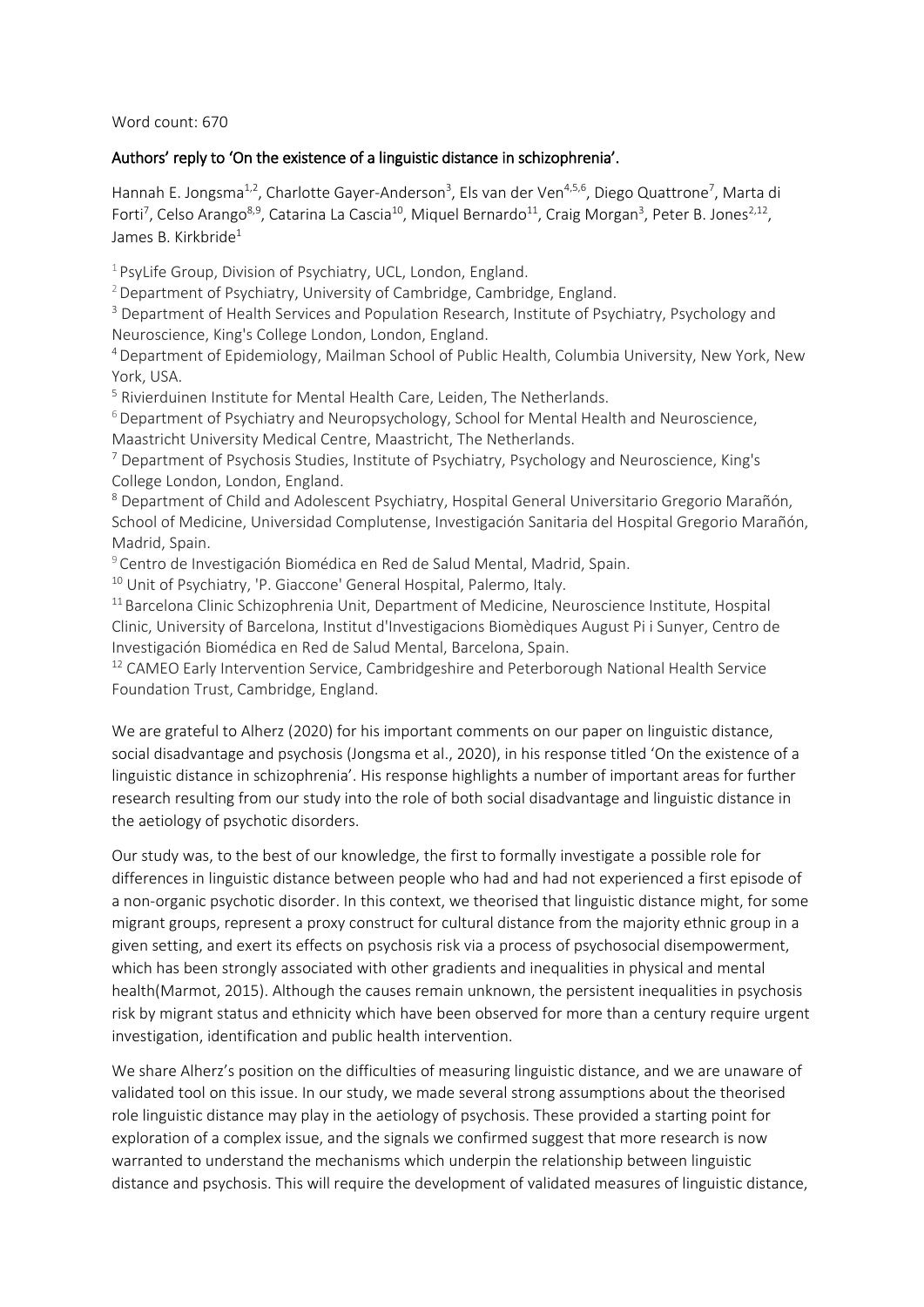Word count: 670

## Authors' reply to 'On the existence of a linguistic distance in schizophrenia'.

Hannah E. Jongsma[1,2], Charlotte Gayer-Anderson[3], Els van der Ven[4,5,6], Diego Quattrone[7], Marta di Forti[7], Celso Arango[8,9], Catarina La Cascia[10], Miquel Bernardo[11], Craig Morgan[3], Peter B. Jones[2,12], James B. Kirkbride[1]

[1] PsyLife Group, Division of Psychiatry, UCL, London, England.

[2] Department of Psychiatry, University of Cambridge, Cambridge, England.

[3] Department of Health Services and Population Research, Institute of Psychiatry, Psychology and Neuroscience, King's College London, London, England.

[4] Department of Epidemiology, Mailman School of Public Health, Columbia University, New York, New York, USA.

[5] Rivierduinen Institute for Mental Health Care, Leiden, The Netherlands.

[6] Department of Psychiatry and Neuropsychology, School for Mental Health and Neuroscience, Maastricht University Medical Centre, Maastricht, The Netherlands.

[7] Department of Psychosis Studies, Institute of Psychiatry, Psychology and Neuroscience, King's College London, London, England.

[8] Department of Child and Adolescent Psychiatry, Hospital General Universitario Gregorio Marañón, School of Medicine, Universidad Complutense, Investigación Sanitaria del Hospital Gregorio Marañón, Madrid, Spain.

[9] Centro de Investigación Biomédica en Red de Salud Mental, Madrid, Spain.

[10] Unit of Psychiatry, 'P. Giaccone' General Hospital, Palermo, Italy.

[11] Barcelona Clinic Schizophrenia Unit, Department of Medicine, Neuroscience Institute, Hospital Clinic, University of Barcelona, Institut d'Investigacions Biomèdiques August Pi i Sunyer, Centro de Investigación Biomédica en Red de Salud Mental, Barcelona, Spain.

[12] CAMEO Early Intervention Service, Cambridgeshire and Peterborough National Health Service Foundation Trust, Cambridge, England.

We are grateful to Alherz (2020) for his important comments on our paper on linguistic distance, social disadvantage and psychosis (Jongsma et al., 2020), in his response titled 'On the existence of a linguistic distance in schizophrenia'. His response highlights a number of important areas for further research resulting from our study into the role of both social disadvantage and linguistic distance in the aetiology of psychotic disorders.

Our study was, to the best of our knowledge, the first to formally investigate a possible role for differences in linguistic distance between people who had and had not experienced a first episode of a non-organic psychotic disorder. In this context, we theorised that linguistic distance might, for some migrant groups, represent a proxy construct for cultural distance from the majority ethnic group in a given setting, and exert its effects on psychosis risk via a process of psychosocial disempowerment, which has been strongly associated with other gradients and inequalities in physical and mental health(Marmot, 2015). Although the causes remain unknown, the persistent inequalities in psychosis risk by migrant status and ethnicity which have been observed for more than a century require urgent investigation, identification and public health intervention.

We share Alherz's position on the difficulties of measuring linguistic distance, and we are unaware of validated tool on this issue. In our study, we made several strong assumptions about the theorised role linguistic distance may play in the aetiology of psychosis. These provided a starting point for exploration of a complex issue, and the signals we confirmed suggest that more research is now warranted to understand the mechanisms which underpin the relationship between linguistic distance and psychosis. This will require the development of validated measures of linguistic distance,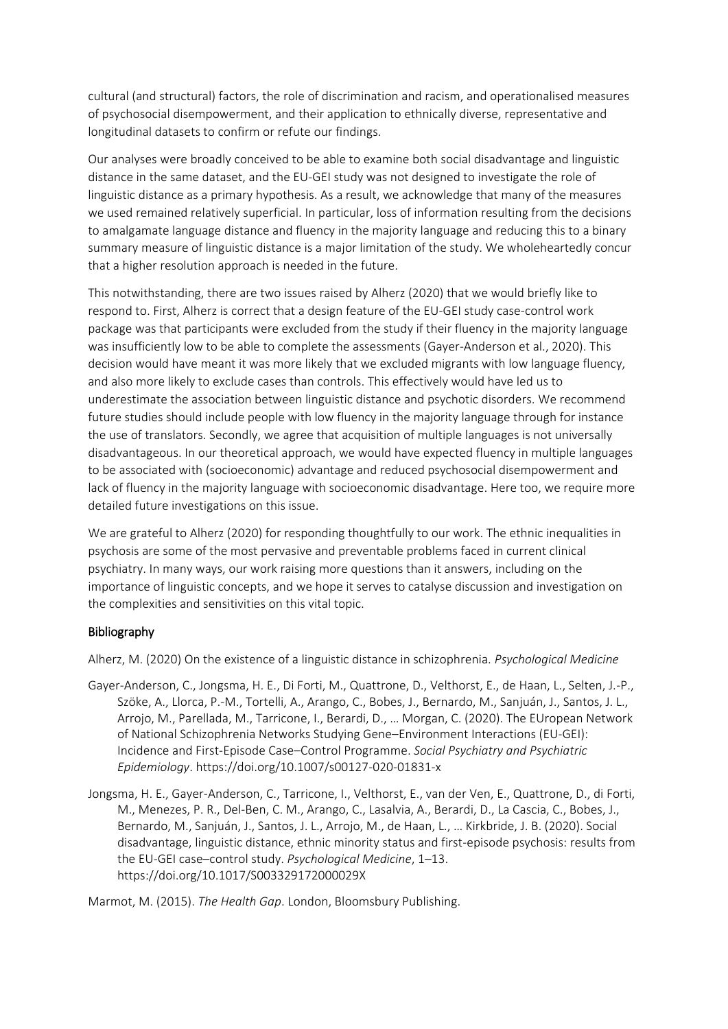cultural (and structural) factors, the role of discrimination and racism, and operationalised measures of psychosocial disempowerment, and their application to ethnically diverse, representative and longitudinal datasets to confirm or refute our findings.

Our analyses were broadly conceived to be able to examine both social disadvantage and linguistic distance in the same dataset, and the EU-GEI study was not designed to investigate the role of linguistic distance as a primary hypothesis. As a result, we acknowledge that many of the measures we used remained relatively superficial. In particular, loss of information resulting from the decisions to amalgamate language distance and fluency in the majority language and reducing this to a binary summary measure of linguistic distance is a major limitation of the study. We wholeheartedly concur that a higher resolution approach is needed in the future.

This notwithstanding, there are two issues raised by Alherz (2020) that we would briefly like to respond to. First, Alherz is correct that a design feature of the EU-GEI study case-control work package was that participants were excluded from the study if their fluency in the majority language was insufficiently low to be able to complete the assessments (Gayer-Anderson et al., 2020). This decision would have meant it was more likely that we excluded migrants with low language fluency, and also more likely to exclude cases than controls. This effectively would have led us to underestimate the association between linguistic distance and psychotic disorders. We recommend future studies should include people with low fluency in the majority language through for instance the use of translators. Secondly, we agree that acquisition of multiple languages is not universally disadvantageous. In our theoretical approach, we would have expected fluency in multiple languages to be associated with (socioeconomic) advantage and reduced psychosocial disempowerment and lack of fluency in the majority language with socioeconomic disadvantage. Here too, we require more detailed future investigations on this issue.

We are grateful to Alherz (2020) for responding thoughtfully to our work. The ethnic inequalities in psychosis are some of the most pervasive and preventable problems faced in current clinical psychiatry. In many ways, our work raising more questions than it answers, including on the importance of linguistic concepts, and we hope it serves to catalyse discussion and investigation on the complexities and sensitivities on this vital topic.

## Bibliography

Alherz, M. (2020) On the existence of a linguistic distance in schizophrenia. *Psychological Medicine*

Gayer-Anderson, C., Jongsma, H. E., Di Forti, M., Quattrone, D., Velthorst, E., de Haan, L., Selten, J.-P., Szöke, A., Llorca, P.-M., Tortelli, A., Arango, C., Bobes, J., Bernardo, M., Sanjuán, J., Santos, J. L., Arrojo, M., Parellada, M., Tarricone, I., Berardi, D., … Morgan, C. (2020). The EUropean Network of National Schizophrenia Networks Studying Gene–Environment Interactions (EU-GEI): Incidence and First-Episode Case–Control Programme. *Social Psychiatry and Psychiatric Epidemiology*. https://doi.org/10.1007/s00127-020-01831-x

Jongsma, H. E., Gayer-Anderson, C., Tarricone, I., Velthorst, E., van der Ven, E., Quattrone, D., di Forti, M., Menezes, P. R., Del-Ben, C. M., Arango, C., Lasalvia, A., Berardi, D., La Cascia, C., Bobes, J., Bernardo, M., Sanjuán, J., Santos, J. L., Arrojo, M., de Haan, L., … Kirkbride, J. B. (2020). Social disadvantage, linguistic distance, ethnic minority status and first-episode psychosis: results from the EU-GEI case–control study. *Psychological Medicine*, 1–13. https://doi.org/10.1017/S003329172000029X

Marmot, M. (2015). *The Health Gap*. London, Bloomsbury Publishing.